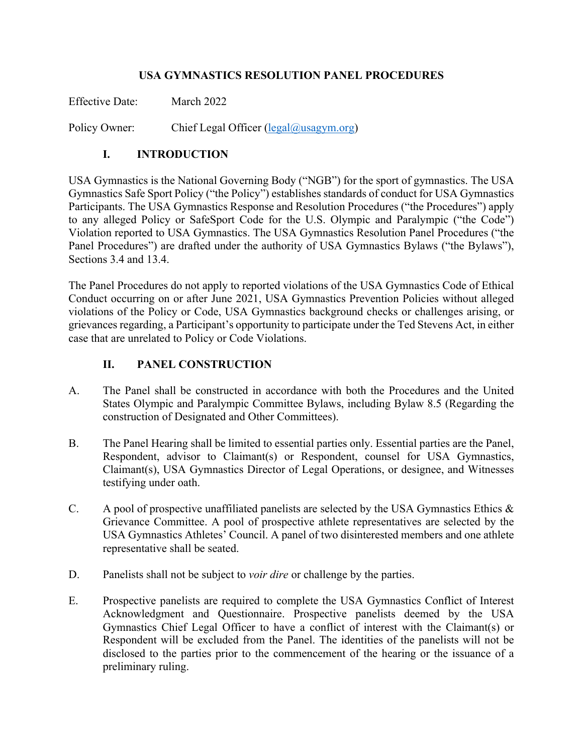# USA GYMNASTICS RESOLUTION PANEL PROCEDURES

Effective Date: March 2022

Policy Owner: Chief Legal Officer ([legal@usagym.org](mailto:legal@usagym.org))

## I. INTRODUCTION

USA Gymnastics is the National Governing Body ("NGB") for the sport of gymnastics. The USA Gymnastics Safe Sport Policy ("the Policy") establishes standards of conduct for USA Gymnastics Participants. The USA Gymnastics Response and Resolution Procedures ("the Procedures") apply to any alleged Policy or SafeSport Code for the U.S. Olympic and Paralympic ("the Code") Violation reported to USA Gymnastics. The USA Gymnastics Resolution Panel Procedures ("the Panel Procedures") are drafted under the authority of USA Gymnastics Bylaws ("the Bylaws"), Sections 3.4 and 13.4.

The Panel Procedures do not apply to reported violations of the USA Gymnastics Code of Ethical Conduct occurring on or after June 2021, USA Gymnastics Prevention Policies without alleged violations of the Policy or Code, USA Gymnastics background checks or challenges arising, or grievances regarding, a Participant's opportunity to participate under the Ted Stevens Act, in either case that are unrelated to Policy or Code Violations.

## II. PANEL CONSTRUCTION

A. The Panel shall be constructed in accordance with both the Procedures and the United States Olympic and Paralympic Committee Bylaws, including Bylaw 8.5 (Regarding the construction of Designated and Other Committees).

B. The Panel Hearing shall be limited to essential parties only. Essential parties are the Panel, Respondent, advisor to Claimant(s) or Respondent, counsel for USA Gymnastics, Claimant(s), USA Gymnastics Director of Legal Operations, or designee, and Witnesses testifying under oath.

C. A pool of prospective unaffiliated panelists are selected by the USA Gymnastics Ethics & Grievance Committee. A pool of prospective athlete representatives are selected by the USA Gymnastics Athletes' Council. A panel of two disinterested members and one athlete representative shall be seated.

D. Panelists shall not be subject to *voir dire* or challenge by the parties.

E. Prospective panelists are required to complete the USA Gymnastics Conflict of Interest Acknowledgment and Questionnaire. Prospective panelists deemed by the USA Gymnastics Chief Legal Officer to have a conflict of interest with the Claimant(s) or Respondent will be excluded from the Panel. The identities of the panelists will not be disclosed to the parties prior to the commencement of the hearing or the issuance of a preliminary ruling.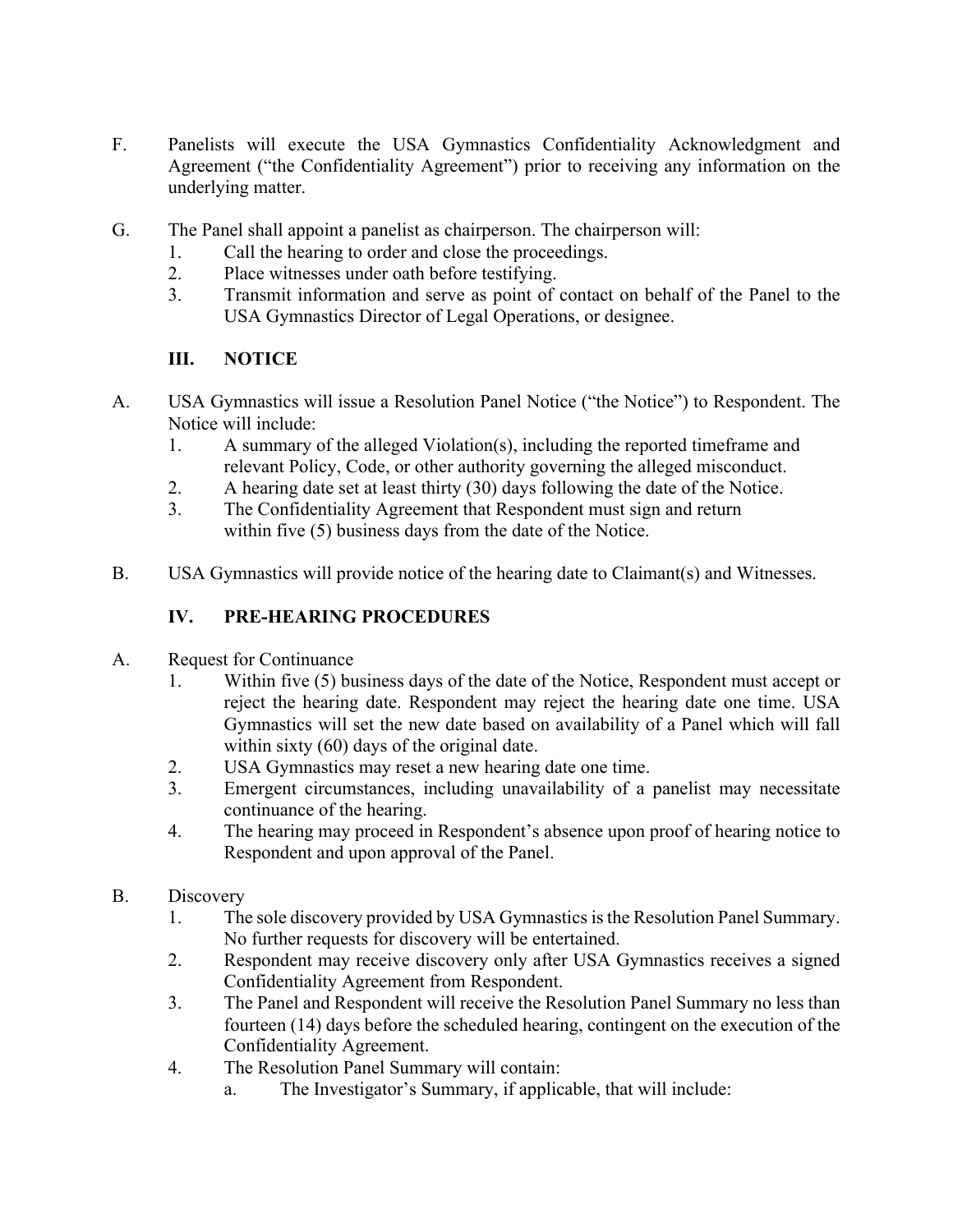F. Panelists will execute the USA Gymnastics Confidentiality Acknowledgment and Agreement ("the Confidentiality Agreement") prior to receiving any information on the underlying matter.

G. The Panel shall appoint a panelist as chairperson. The chairperson will:
   1. Call the hearing to order and close the proceedings.
   2. Place witnesses under oath before testifying.
   3. Transmit information and serve as point of contact on behalf of the Panel to the USA Gymnastics Director of Legal Operations, or designee.

## III. NOTICE

A. USA Gymnastics will issue a Resolution Panel Notice ("the Notice") to Respondent. The Notice will include:
   1. A summary of the alleged Violation(s), including the reported timeframe and relevant Policy, Code, or other authority governing the alleged misconduct.
   2. A hearing date set at least thirty (30) days following the date of the Notice.
   3. The Confidentiality Agreement that Respondent must sign and return within five (5) business days from the date of the Notice.

B. USA Gymnastics will provide notice of the hearing date to Claimant(s) and Witnesses.

## IV. PRE-HEARING PROCEDURES

A. Request for Continuance
   1. Within five (5) business days of the date of the Notice, Respondent must accept or reject the hearing date. Respondent may reject the hearing date one time. USA Gymnastics will set the new date based on availability of a Panel which will fall within sixty (60) days of the original date.
   2. USA Gymnastics may reset a new hearing date one time.
   3. Emergent circumstances, including unavailability of a panelist may necessitate continuance of the hearing.
   4. The hearing may proceed in Respondent's absence upon proof of hearing notice to Respondent and upon approval of the Panel.

B. Discovery
   1. The sole discovery provided by USA Gymnastics is the Resolution Panel Summary. No further requests for discovery will be entertained.
   2. Respondent may receive discovery only after USA Gymnastics receives a signed Confidentiality Agreement from Respondent.
   3. The Panel and Respondent will receive the Resolution Panel Summary no less than fourteen (14) days before the scheduled hearing, contingent on the execution of the Confidentiality Agreement.
   4. The Resolution Panel Summary will contain:
      a. The Investigator's Summary, if applicable, that will include: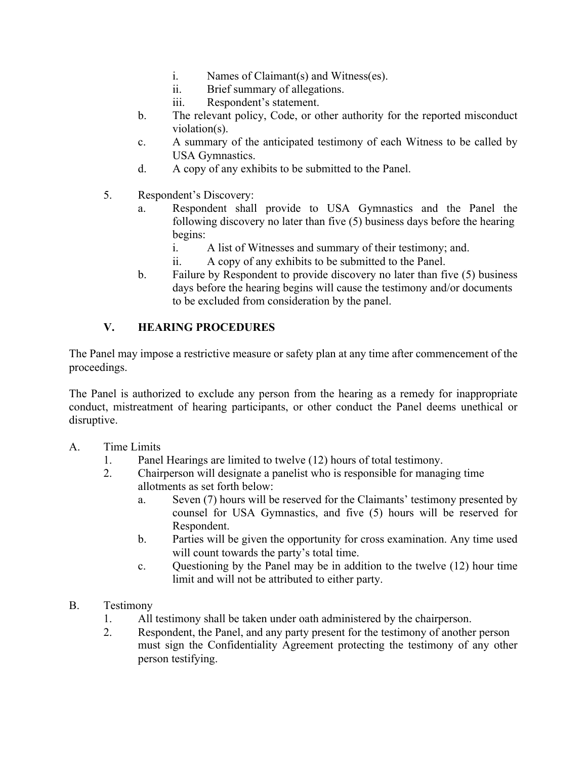i. Names of Claimant(s) and Witness(es).
   ii. Brief summary of allegations.
   iii. Respondent's statement.

   b. The relevant policy, Code, or other authority for the reported misconduct violation(s).

   c. A summary of the anticipated testimony of each Witness to be called by USA Gymnastics.

   d. A copy of any exhibits to be submitted to the Panel.

5. Respondent's Discovery:
   a. Respondent shall provide to USA Gymnastics and the Panel the following discovery no later than five (5) business days before the hearing begins:
      i. A list of Witnesses and summary of their testimony; and.
      ii. A copy of any exhibits to be submitted to the Panel.
   b. Failure by Respondent to provide discovery no later than five (5) business days before the hearing begins will cause the testimony and/or documents to be excluded from consideration by the panel.

## V. HEARING PROCEDURES

The Panel may impose a restrictive measure or safety plan at any time after commencement of the proceedings.

The Panel is authorized to exclude any person from the hearing as a remedy for inappropriate conduct, mistreatment of hearing participants, or other conduct the Panel deems unethical or disruptive.

A. Time Limits
   1. Panel Hearings are limited to twelve (12) hours of total testimony.
   2. Chairperson will designate a panelist who is responsible for managing time allotments as set forth below:
      a. Seven (7) hours will be reserved for the Claimants' testimony presented by counsel for USA Gymnastics, and five (5) hours will be reserved for Respondent.
      b. Parties will be given the opportunity for cross examination. Any time used will count towards the party's total time.
      c. Questioning by the Panel may be in addition to the twelve (12) hour time limit and will not be attributed to either party.

B. Testimony
   1. All testimony shall be taken under oath administered by the chairperson.
   2. Respondent, the Panel, and any party present for the testimony of another person must sign the Confidentiality Agreement protecting the testimony of any other person testifying.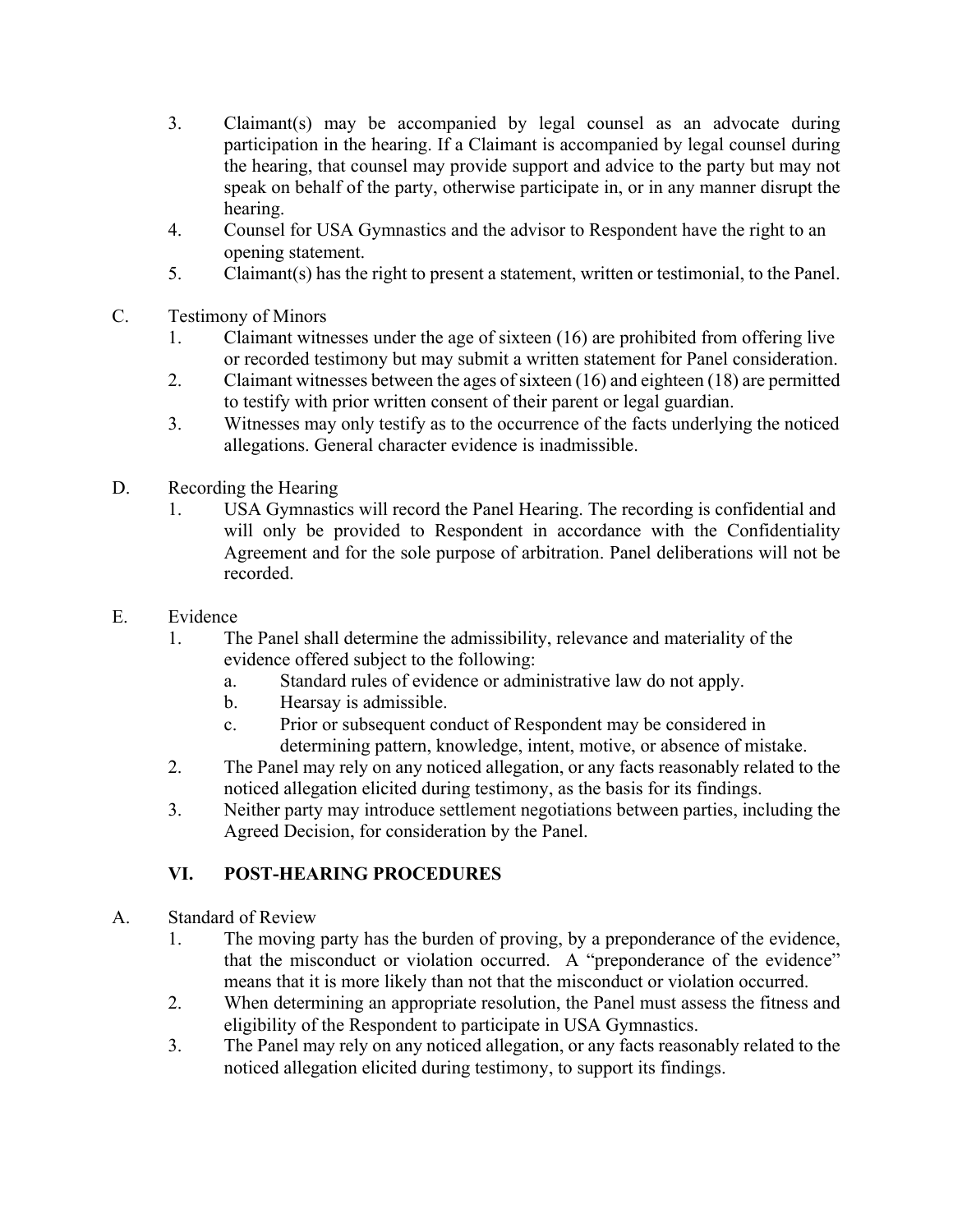3. Claimant(s) may be accompanied by legal counsel as an advocate during participation in the hearing. If a Claimant is accompanied by legal counsel during the hearing, that counsel may provide support and advice to the party but may not speak on behalf of the party, otherwise participate in, or in any manner disrupt the hearing.
4. Counsel for USA Gymnastics and the advisor to Respondent have the right to an opening statement.
5. Claimant(s) has the right to present a statement, written or testimonial, to the Panel.

C. Testimony of Minors

1. Claimant witnesses under the age of sixteen (16) are prohibited from offering live or recorded testimony but may submit a written statement for Panel consideration.
2. Claimant witnesses between the ages of sixteen (16) and eighteen (18) are permitted to testify with prior written consent of their parent or legal guardian.
3. Witnesses may only testify as to the occurrence of the facts underlying the noticed allegations. General character evidence is inadmissible.

D. Recording the Hearing

1. USA Gymnastics will record the Panel Hearing. The recording is confidential and will only be provided to Respondent in accordance with the Confidentiality Agreement and for the sole purpose of arbitration. Panel deliberations will not be recorded.

E. Evidence

1. The Panel shall determine the admissibility, relevance and materiality of the evidence offered subject to the following:
   a. Standard rules of evidence or administrative law do not apply.
   b. Hearsay is admissible.
   c. Prior or subsequent conduct of Respondent may be considered in determining pattern, knowledge, intent, motive, or absence of mistake.
2. The Panel may rely on any noticed allegation, or any facts reasonably related to the noticed allegation elicited during testimony, as the basis for its findings.
3. Neither party may introduce settlement negotiations between parties, including the Agreed Decision, for consideration by the Panel.

## VI. POST-HEARING PROCEDURES

A. Standard of Review

1. The moving party has the burden of proving, by a preponderance of the evidence, that the misconduct or violation occurred. A "preponderance of the evidence" means that it is more likely than not that the misconduct or violation occurred.
2. When determining an appropriate resolution, the Panel must assess the fitness and eligibility of the Respondent to participate in USA Gymnastics.
3. The Panel may rely on any noticed allegation, or any facts reasonably related to the noticed allegation elicited during testimony, to support its findings.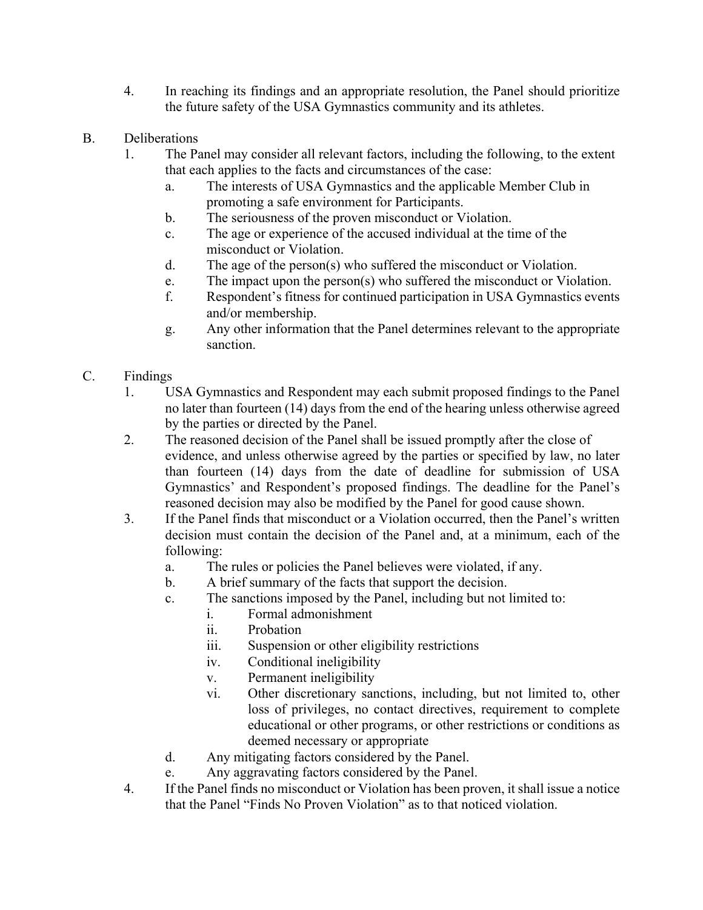4. In reaching its findings and an appropriate resolution, the Panel should prioritize the future safety of the USA Gymnastics community and its athletes.

B. Deliberations

1. The Panel may consider all relevant factors, including the following, to the extent that each applies to the facts and circumstances of the case:
   a. The interests of USA Gymnastics and the applicable Member Club in promoting a safe environment for Participants.
   b. The seriousness of the proven misconduct or Violation.
   c. The age or experience of the accused individual at the time of the misconduct or Violation.
   d. The age of the person(s) who suffered the misconduct or Violation.
   e. The impact upon the person(s) who suffered the misconduct or Violation.
   f. Respondent's fitness for continued participation in USA Gymnastics events and/or membership.
   g. Any other information that the Panel determines relevant to the appropriate sanction.

C. Findings

1. USA Gymnastics and Respondent may each submit proposed findings to the Panel no later than fourteen (14) days from the end of the hearing unless otherwise agreed by the parties or directed by the Panel.
2. The reasoned decision of the Panel shall be issued promptly after the close of evidence, and unless otherwise agreed by the parties or specified by law, no later than fourteen (14) days from the date of deadline for submission of USA Gymnastics' and Respondent's proposed findings. The deadline for the Panel's reasoned decision may also be modified by the Panel for good cause shown.
3. If the Panel finds that misconduct or a Violation occurred, then the Panel's written decision must contain the decision of the Panel and, at a minimum, each of the following:
   a. The rules or policies the Panel believes were violated, if any.
   b. A brief summary of the facts that support the decision.
   c. The sanctions imposed by the Panel, including but not limited to:
      i. Formal admonishment
      ii. Probation
      iii. Suspension or other eligibility restrictions
      iv. Conditional ineligibility
      v. Permanent ineligibility
      vi. Other discretionary sanctions, including, but not limited to, other loss of privileges, no contact directives, requirement to complete educational or other programs, or other restrictions or conditions as deemed necessary or appropriate
   d. Any mitigating factors considered by the Panel.
   e. Any aggravating factors considered by the Panel.
4. If the Panel finds no misconduct or Violation has been proven, it shall issue a notice that the Panel "Finds No Proven Violation" as to that noticed violation.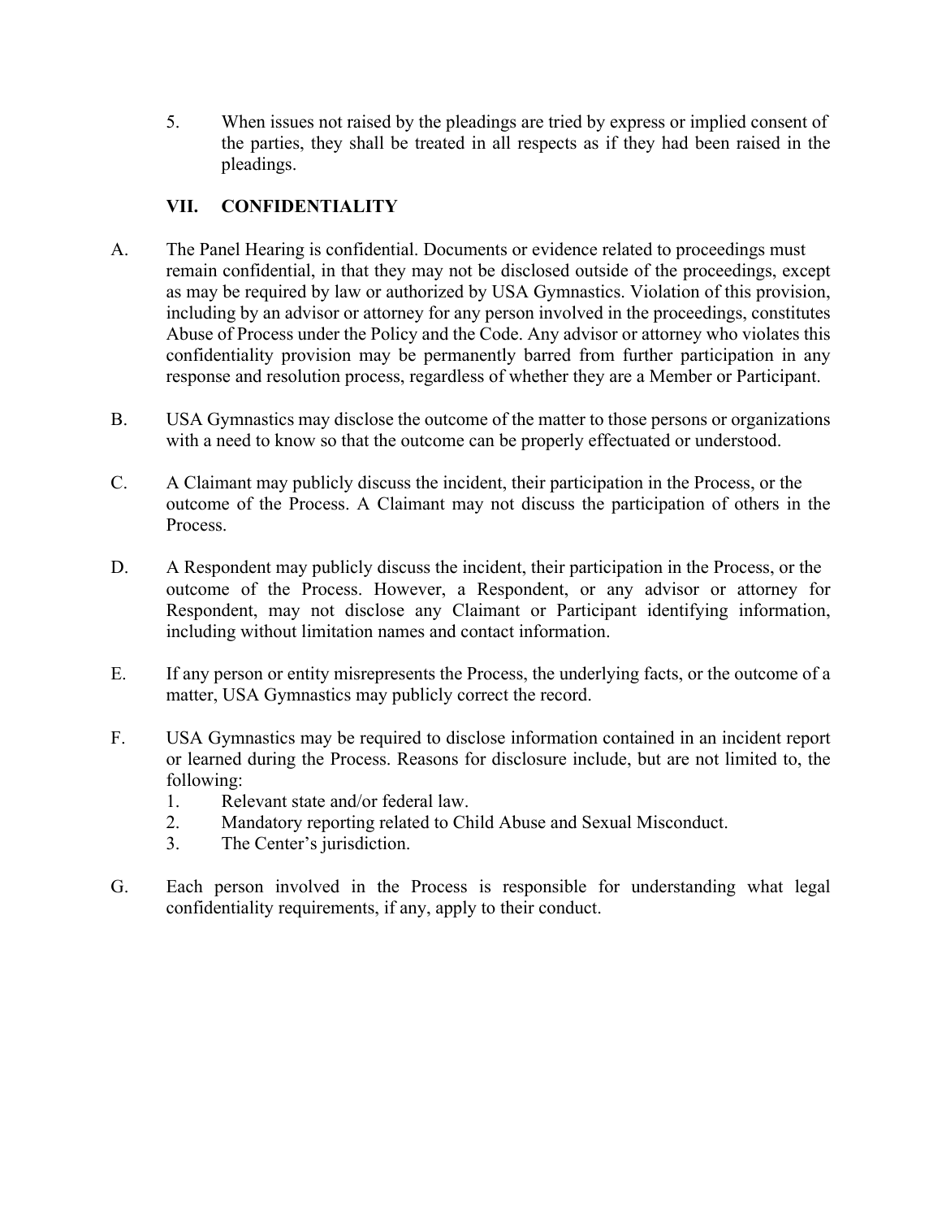5. When issues not raised by the pleadings are tried by express or implied consent of the parties, they shall be treated in all respects as if they had been raised in the pleadings.

## VII. CONFIDENTIALITY

A. The Panel Hearing is confidential. Documents or evidence related to proceedings must remain confidential, in that they may not be disclosed outside of the proceedings, except as may be required by law or authorized by USA Gymnastics. Violation of this provision, including by an advisor or attorney for any person involved in the proceedings, constitutes Abuse of Process under the Policy and the Code. Any advisor or attorney who violates this confidentiality provision may be permanently barred from further participation in any response and resolution process, regardless of whether they are a Member or Participant.

B. USA Gymnastics may disclose the outcome of the matter to those persons or organizations with a need to know so that the outcome can be properly effectuated or understood.

C. A Claimant may publicly discuss the incident, their participation in the Process, or the outcome of the Process. A Claimant may not discuss the participation of others in the Process.

D. A Respondent may publicly discuss the incident, their participation in the Process, or the outcome of the Process. However, a Respondent, or any advisor or attorney for Respondent, may not disclose any Claimant or Participant identifying information, including without limitation names and contact information.

E. If any person or entity misrepresents the Process, the underlying facts, or the outcome of a matter, USA Gymnastics may publicly correct the record.

F. USA Gymnastics may be required to disclose information contained in an incident report or learned during the Process. Reasons for disclosure include, but are not limited to, the following:
   1. Relevant state and/or federal law.
   2. Mandatory reporting related to Child Abuse and Sexual Misconduct.
   3. The Center's jurisdiction.

G. Each person involved in the Process is responsible for understanding what legal confidentiality requirements, if any, apply to their conduct.